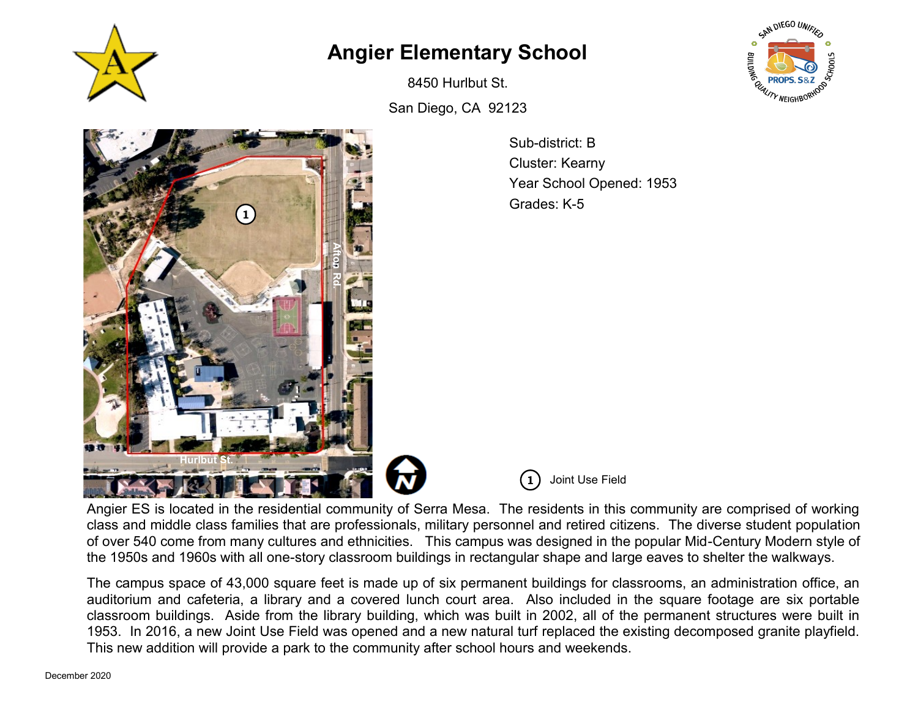# Angier Elementary School

8450 Hurlbut St.

San Diego, CA 92123

Sub-district: B
Cluster: Kearny
Year School Opened: 1953
Grades: K-5

1 Joint Use Field

Angier ES is located in the residential community of Serra Mesa. The residents in this community are comprised of working class and middle class families that are professionals, military personnel and retired citizens. The diverse student population of over 540 come from many cultures and ethnicities. This campus was designed in the popular Mid-Century Modern style of the 1950s and 1960s with all one-story classroom buildings in rectangular shape and large eaves to shelter the walkways.

The campus space of 43,000 square feet is made up of six permanent buildings for classrooms, an administration office, an auditorium and cafeteria, a library and a covered lunch court area. Also included in the square footage are six portable classroom buildings. Aside from the library building, which was built in 2002, all of the permanent structures were built in 1953. In 2016, a new Joint Use Field was opened and a new natural turf replaced the existing decomposed granite playfield. This new addition will provide a park to the community after school hours and weekends.

December 2020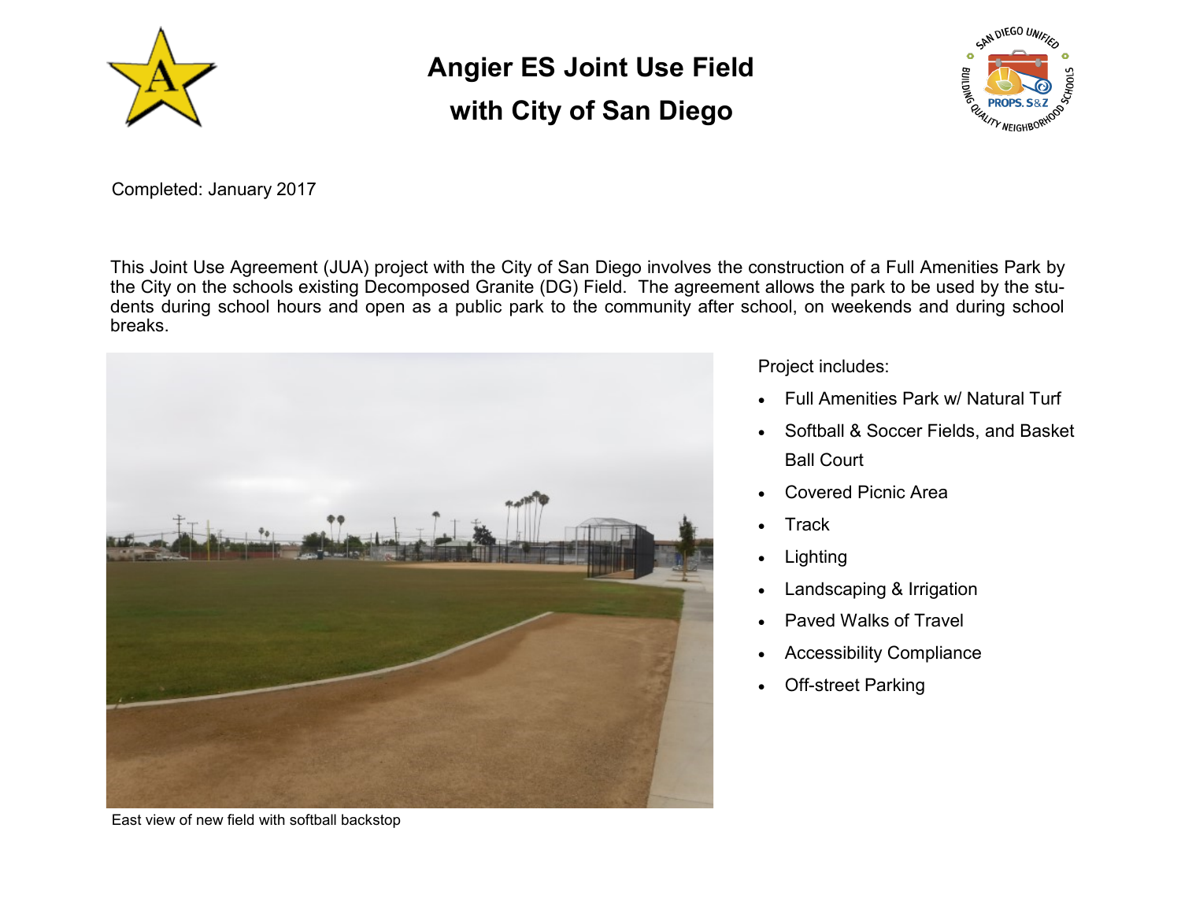# Angier ES Joint Use Field with City of San Diego

Completed: January 2017

This Joint Use Agreement (JUA) project with the City of San Diego involves the construction of a Full Amenities Park by the City on the schools existing Decomposed Granite (DG) Field. The agreement allows the park to be used by the students during school hours and open as a public park to the community after school, on weekends and during school breaks.

East view of new field with softball backstop

Project includes:

- Full Amenities Park w/ Natural Turf
- Softball & Soccer Fields, and Basket Ball Court
- Covered Picnic Area
- Track
- Lighting
- Landscaping & Irrigation
- Paved Walks of Travel
- Accessibility Compliance
- Off-street Parking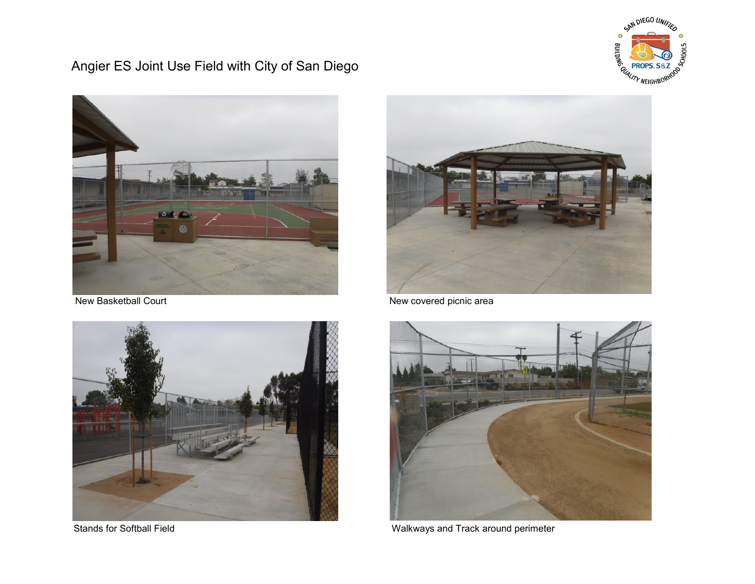# Angier ES Joint Use Field with City of San Diego

New Basketball Court

New covered picnic area

Stands for Softball Field

Walkways and Track around perimeter